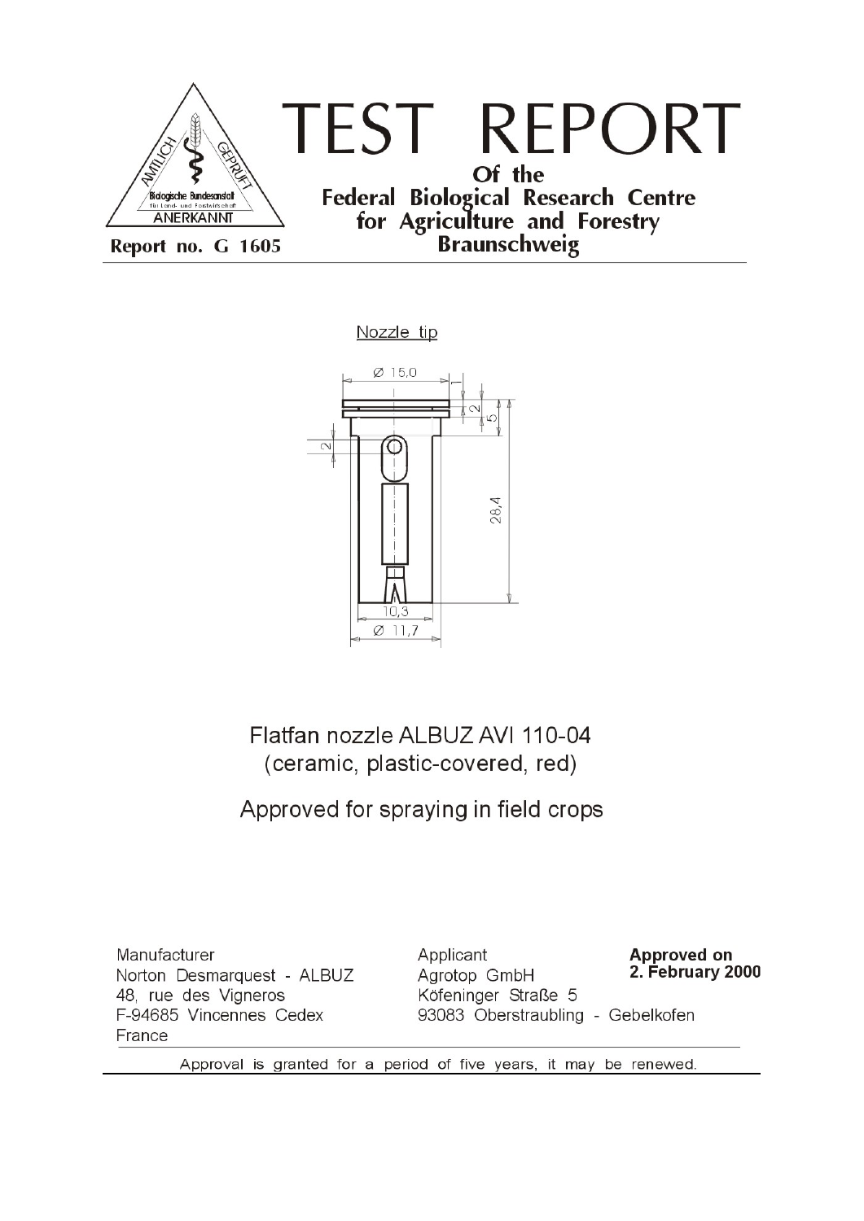# TEST REPORT

**Of the Federal Biological Research Centre for Agriculture and Forestry Braunschweig**

**Report no. G 1605**

Nozzle tip

Flatfan nozzle ALBUZ AVI 110-04
(ceramic, plastic-covered, red)

Approved for spraying in field crops

| Manufacturer | Applicant | **Approved on** |
| --- | --- | --- |
| Norton Desmarquest - ALBUZ | Agrotop GmbH | **2. February 2000** |
| 48, rue des Vigneros | Köfeninger Straße 5 | |
| F-94685 Vincennes Cedex | 93083 Oberstraubling - Gebelkofen | |
| France | | |

Approval is granted for a period of five years, it may be renewed.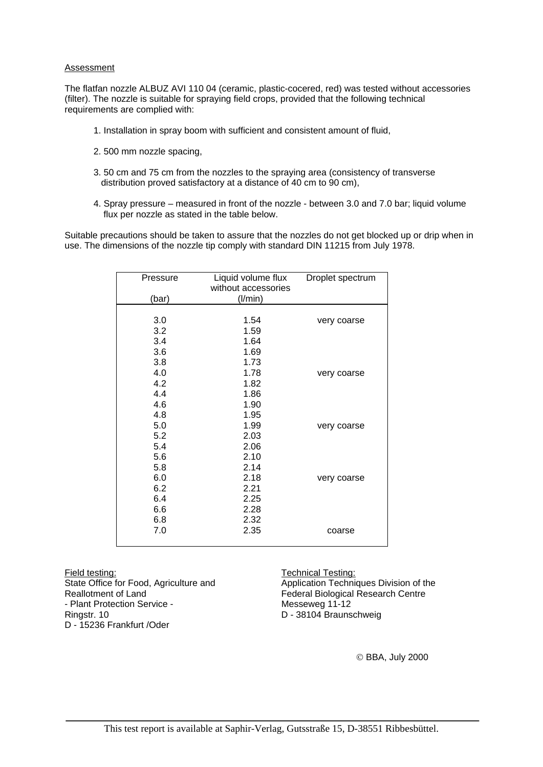Assessment

The flatfan nozzle ALBUZ AVI 110 04 (ceramic, plastic-cocered, red) was tested without accessories (filter). The nozzle is suitable for spraying field crops, provided that the following technical requirements are complied with:

1. Installation in spray boom with sufficient and consistent amount of fluid,

2. 500 mm nozzle spacing,

3. 50 cm and 75 cm from the nozzles to the spraying area (consistency of transverse distribution proved satisfactory at a distance of 40 cm to 90 cm),

4. Spray pressure – measured in front of the nozzle - between 3.0 and 7.0 bar; liquid volume flux per nozzle as stated in the table below.

Suitable precautions should be taken to assure that the nozzles do not get blocked up or drip when in use. The dimensions of the nozzle tip comply with standard DIN 11215 from July 1978.

| Pressure (bar) | Liquid volume flux without accessories (l/min) | Droplet spectrum |
|---|---|---|
| 3.0 | 1.54 | very coarse |
| 3.2 | 1.59 | |
| 3.4 | 1.64 | |
| 3.6 | 1.69 | |
| 3.8 | 1.73 | |
| 4.0 | 1.78 | very coarse |
| 4.2 | 1.82 | |
| 4.4 | 1.86 | |
| 4.6 | 1.90 | |
| 4.8 | 1.95 | |
| 5.0 | 1.99 | very coarse |
| 5.2 | 2.03 | |
| 5.4 | 2.06 | |
| 5.6 | 2.10 | |
| 5.8 | 2.14 | |
| 6.0 | 2.18 | very coarse |
| 6.2 | 2.21 | |
| 6.4 | 2.25 | |
| 6.6 | 2.28 | |
| 6.8 | 2.32 | |
| 7.0 | 2.35 | coarse |

Field testing:
State Office for Food, Agriculture and Reallotment of Land
- Plant Protection Service -
Ringstr. 10
D - 15236 Frankfurt /Oder

Technical Testing:
Application Techniques Division of the Federal Biological Research Centre
Messeweg 11-12
D - 38104 Braunschweig

© BBA, July 2000

This test report is available at Saphir-Verlag, Gutsstraße 15, D-38551 Ribbesbüttel.